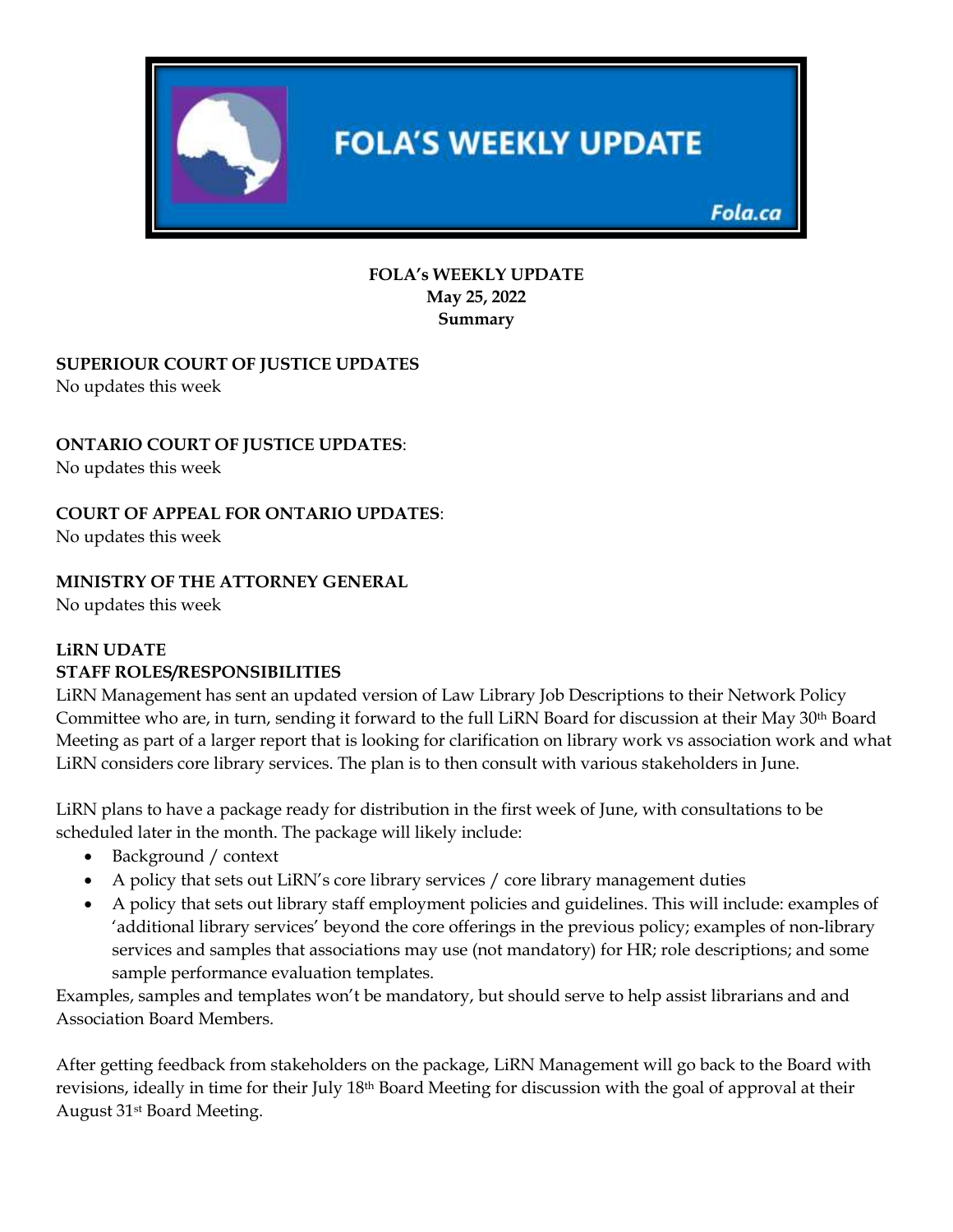# FOLA's WEEKLY UPDATE

**FOLA's WEEKLY UPDATE**
**May 25, 2022**
**Summary**

**SUPERIOUR COURT OF JUSTICE UPDATES**
No updates this week

**ONTARIO COURT OF JUSTICE UPDATES**:
No updates this week

**COURT OF APPEAL FOR ONTARIO UPDATES**:
No updates this week

**MINISTRY OF THE ATTORNEY GENERAL**
No updates this week

**LiRN UDATE**
**STAFF ROLES/RESPONSIBILITIES**

LiRN Management has sent an updated version of Law Library Job Descriptions to their Network Policy Committee who are, in turn, sending it forward to the full LiRN Board for discussion at their May 30th Board Meeting as part of a larger report that is looking for clarification on library work vs association work and what LiRN considers core library services. The plan is to then consult with various stakeholders in June.

LiRN plans to have a package ready for distribution in the first week of June, with consultations to be scheduled later in the month. The package will likely include:

- Background / context
- A policy that sets out LiRN's core library services / core library management duties
- A policy that sets out library staff employment policies and guidelines. This will include: examples of 'additional library services' beyond the core offerings in the previous policy; examples of non-library services and samples that associations may use (not mandatory) for HR; role descriptions; and some sample performance evaluation templates.

Examples, samples and templates won't be mandatory, but should serve to help assist librarians and and Association Board Members.

After getting feedback from stakeholders on the package, LiRN Management will go back to the Board with revisions, ideally in time for their July 18th Board Meeting for discussion with the goal of approval at their August 31st Board Meeting.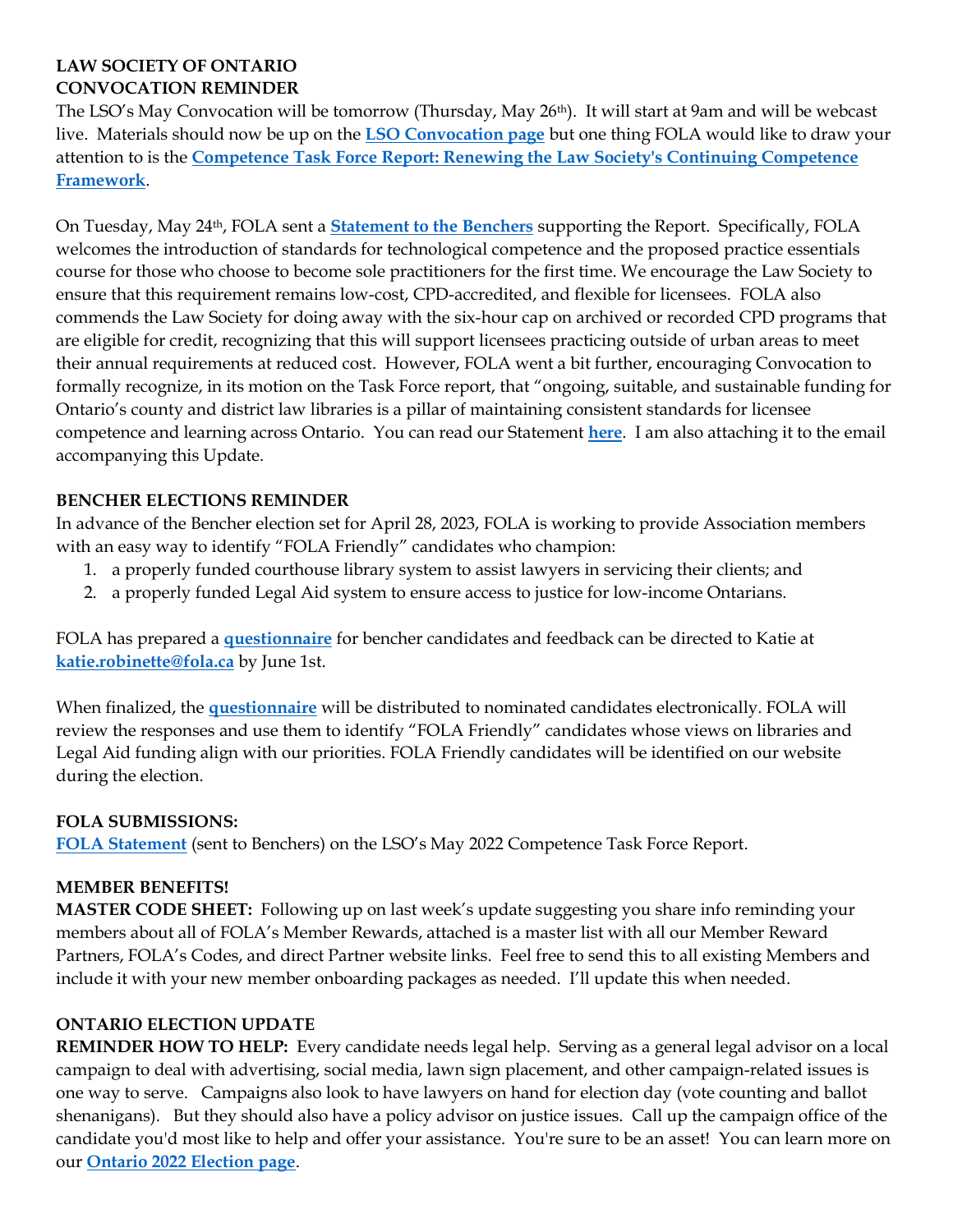**LAW SOCIETY OF ONTARIO**
**CONVOCATION REMINDER**

The LSO's May Convocation will be tomorrow (Thursday, May 26th). It will start at 9am and will be webcast live. Materials should now be up on the **LSO Convocation page** but one thing FOLA would like to draw your attention to is the **Competence Task Force Report: Renewing the Law Society's Continuing Competence Framework**.

On Tuesday, May 24th, FOLA sent a **Statement to the Benchers** supporting the Report. Specifically, FOLA welcomes the introduction of standards for technological competence and the proposed practice essentials course for those who choose to become sole practitioners for the first time. We encourage the Law Society to ensure that this requirement remains low-cost, CPD-accredited, and flexible for licensees. FOLA also commends the Law Society for doing away with the six-hour cap on archived or recorded CPD programs that are eligible for credit, recognizing that this will support licensees practicing outside of urban areas to meet their annual requirements at reduced cost. However, FOLA went a bit further, encouraging Convocation to formally recognize, in its motion on the Task Force report, that "ongoing, suitable, and sustainable funding for Ontario's county and district law libraries is a pillar of maintaining consistent standards for licensee competence and learning across Ontario. You can read our Statement **here**. I am also attaching it to the email accompanying this Update.

**BENCHER ELECTIONS REMINDER**

In advance of the Bencher election set for April 28, 2023, FOLA is working to provide Association members with an easy way to identify "FOLA Friendly" candidates who champion:

1. a properly funded courthouse library system to assist lawyers in servicing their clients; and
2. a properly funded Legal Aid system to ensure access to justice for low-income Ontarians.

FOLA has prepared a **questionnaire** for bencher candidates and feedback can be directed to Katie at **katie.robinette@fola.ca** by June 1st.

When finalized, the **questionnaire** will be distributed to nominated candidates electronically. FOLA will review the responses and use them to identify "FOLA Friendly" candidates whose views on libraries and Legal Aid funding align with our priorities. FOLA Friendly candidates will be identified on our website during the election.

**FOLA SUBMISSIONS:**

**FOLA Statement** (sent to Benchers) on the LSO's May 2022 Competence Task Force Report.

**MEMBER BENEFITS!**

**MASTER CODE SHEET:** Following up on last week's update suggesting you share info reminding your members about all of FOLA's Member Rewards, attached is a master list with all our Member Reward Partners, FOLA's Codes, and direct Partner website links. Feel free to send this to all existing Members and include it with your new member onboarding packages as needed. I'll update this when needed.

**ONTARIO ELECTION UPDATE**

**REMINDER HOW TO HELP:** Every candidate needs legal help. Serving as a general legal advisor on a local campaign to deal with advertising, social media, lawn sign placement, and other campaign-related issues is one way to serve. Campaigns also look to have lawyers on hand for election day (vote counting and ballot shenanigans). But they should also have a policy advisor on justice issues. Call up the campaign office of the candidate you'd most like to help and offer your assistance. You're sure to be an asset! You can learn more on our **Ontario 2022 Election page**.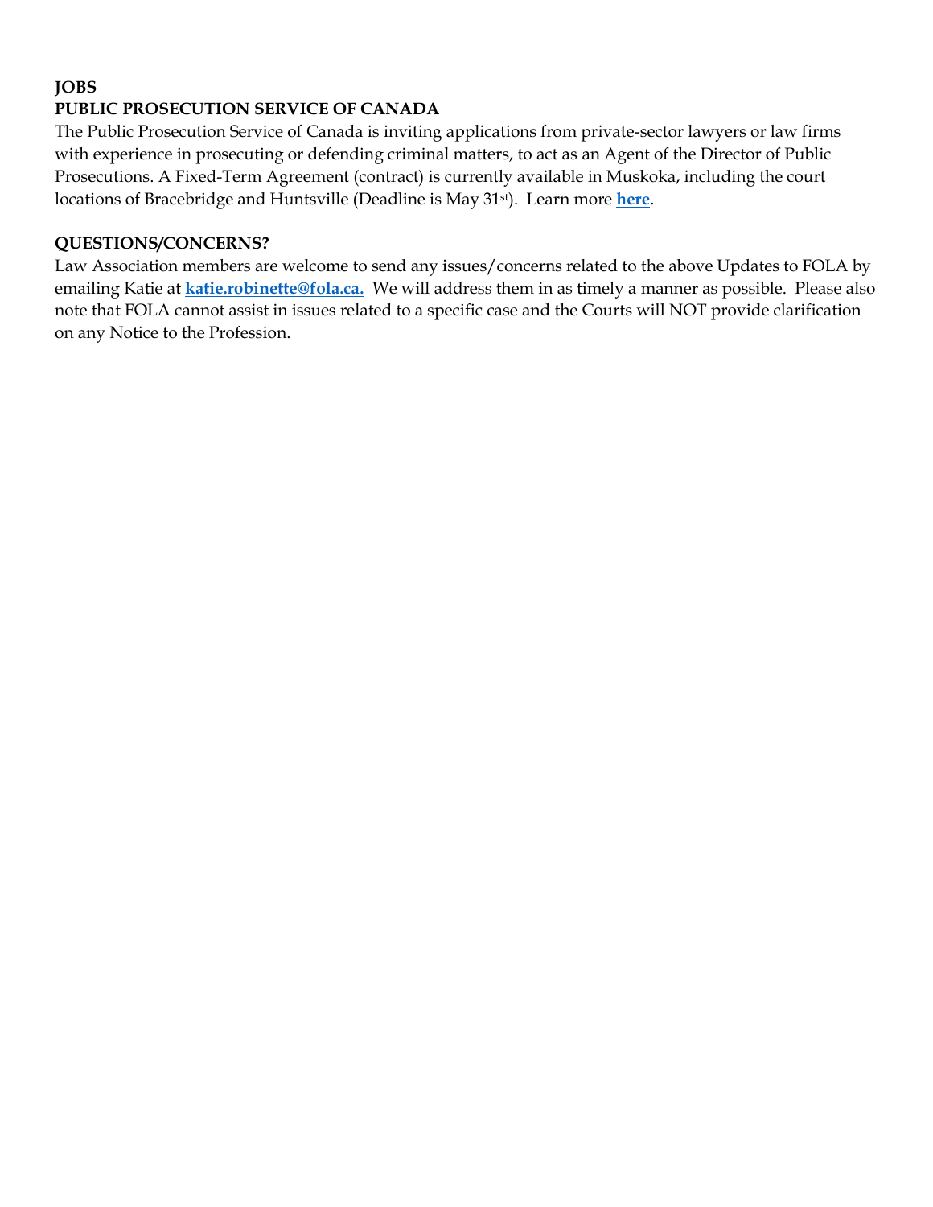**JOBS**

**PUBLIC PROSECUTION SERVICE OF CANADA**

The Public Prosecution Service of Canada is inviting applications from private-sector lawyers or law firms with experience in prosecuting or defending criminal matters, to act as an Agent of the Director of Public Prosecutions. A Fixed-Term Agreement (contract) is currently available in Muskoka, including the court locations of Bracebridge and Huntsville (Deadline is May 31st). Learn more **here**.

**QUESTIONS/CONCERNS?**

Law Association members are welcome to send any issues/concerns related to the above Updates to FOLA by emailing Katie at **katie.robinette@fola.ca.** We will address them in as timely a manner as possible. Please also note that FOLA cannot assist in issues related to a specific case and the Courts will NOT provide clarification on any Notice to the Profession.